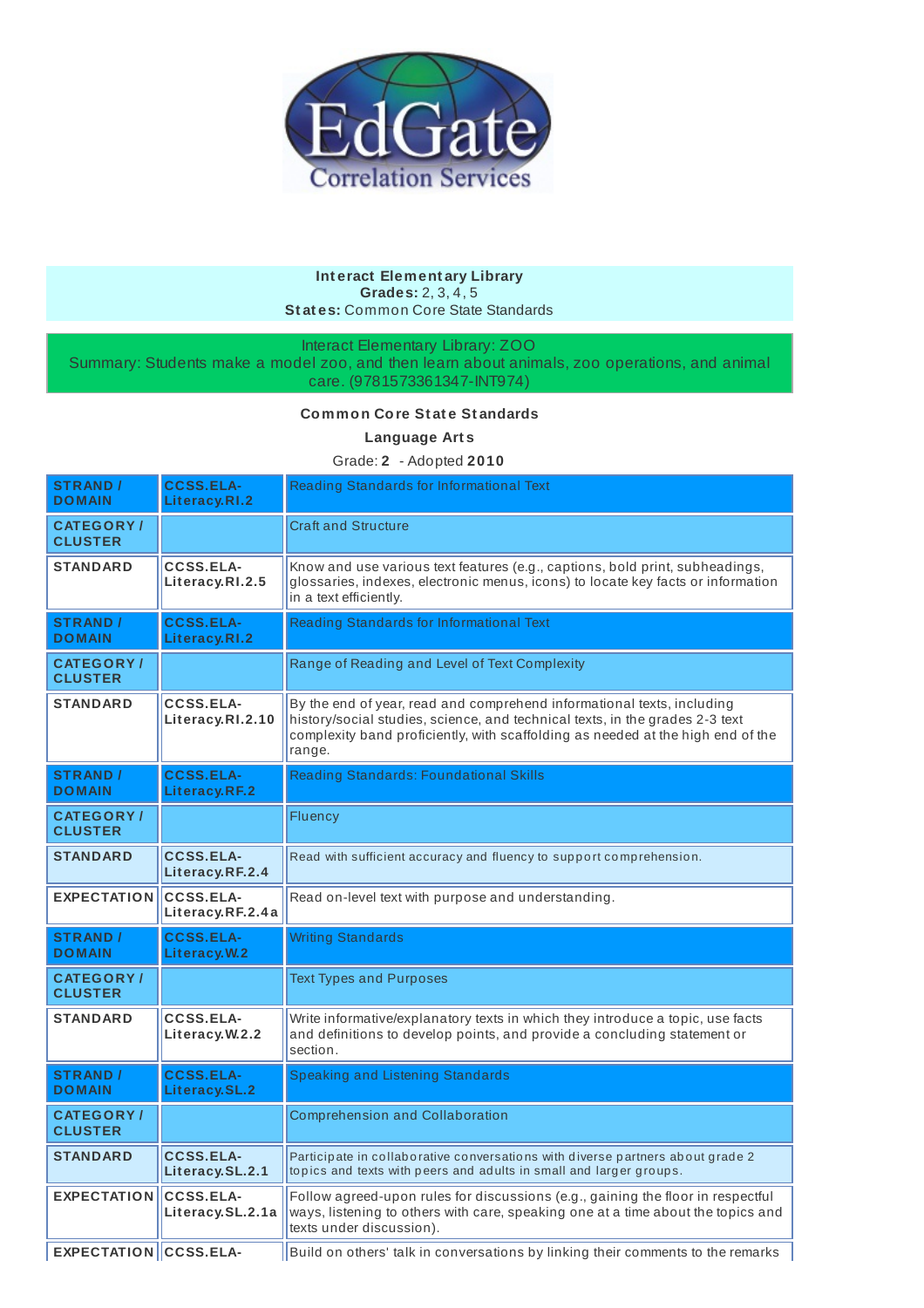EdGate Correlation Services

**Interact Elementary Library**
**Grades:** 2, 3, 4, 5
**States:** Common Core State Standards

Interact Elementary Library: ZOO
Summary: Students make a model zoo, and then learn about animals, zoo operations, and animal care. (9781573361347-INT974)

**Common Core State Standards**

**Language Arts**

Grade: **2** - Adopted **2010**

| | | |
|---|---|---|
| **STRAND / DOMAIN** | **CCSS.ELA-Literacy.RI.2** | Reading Standards for Informational Text |
| **CATEGORY / CLUSTER** | | Craft and Structure |
| **STANDARD** | CCSS.ELA-Literacy.RI.2.5 | Know and use various text features (e.g., captions, bold print, subheadings, glossaries, indexes, electronic menus, icons) to locate key facts or information in a text efficiently. |
| **STRAND / DOMAIN** | **CCSS.ELA-Literacy.RI.2** | Reading Standards for Informational Text |
| **CATEGORY / CLUSTER** | | Range of Reading and Level of Text Complexity |
| **STANDARD** | CCSS.ELA-Literacy.RI.2.10 | By the end of year, read and comprehend informational texts, including history/social studies, science, and technical texts, in the grades 2-3 text complexity band proficiently, with scaffolding as needed at the high end of the range. |
| **STRAND / DOMAIN** | **CCSS.ELA-Literacy.RF.2** | Reading Standards: Foundational Skills |
| **CATEGORY / CLUSTER** | | Fluency |
| **STANDARD** | CCSS.ELA-Literacy.RF.2.4 | Read with sufficient accuracy and fluency to support comprehension. |
| **EXPECTATION** | CCSS.ELA-Literacy.RF.2.4a | Read on-level text with purpose and understanding. |
| **STRAND / DOMAIN** | **CCSS.ELA-Literacy.W.2** | Writing Standards |
| **CATEGORY / CLUSTER** | | Text Types and Purposes |
| **STANDARD** | CCSS.ELA-Literacy.W.2.2 | Write informative/explanatory texts in which they introduce a topic, use facts and definitions to develop points, and provide a concluding statement or section. |
| **STRAND / DOMAIN** | **CCSS.ELA-Literacy.SL.2** | Speaking and Listening Standards |
| **CATEGORY / CLUSTER** | | Comprehension and Collaboration |
| **STANDARD** | CCSS.ELA-Literacy.SL.2.1 | Participate in collaborative conversations with diverse partners about grade 2 topics and texts with peers and adults in small and larger groups. |
| **EXPECTATION** | CCSS.ELA-Literacy.SL.2.1a | Follow agreed-upon rules for discussions (e.g., gaining the floor in respectful ways, listening to others with care, speaking one at a time about the topics and texts under discussion). |
| **EXPECTATION** | CCSS.ELA- | Build on others' talk in conversations by linking their comments to the remarks |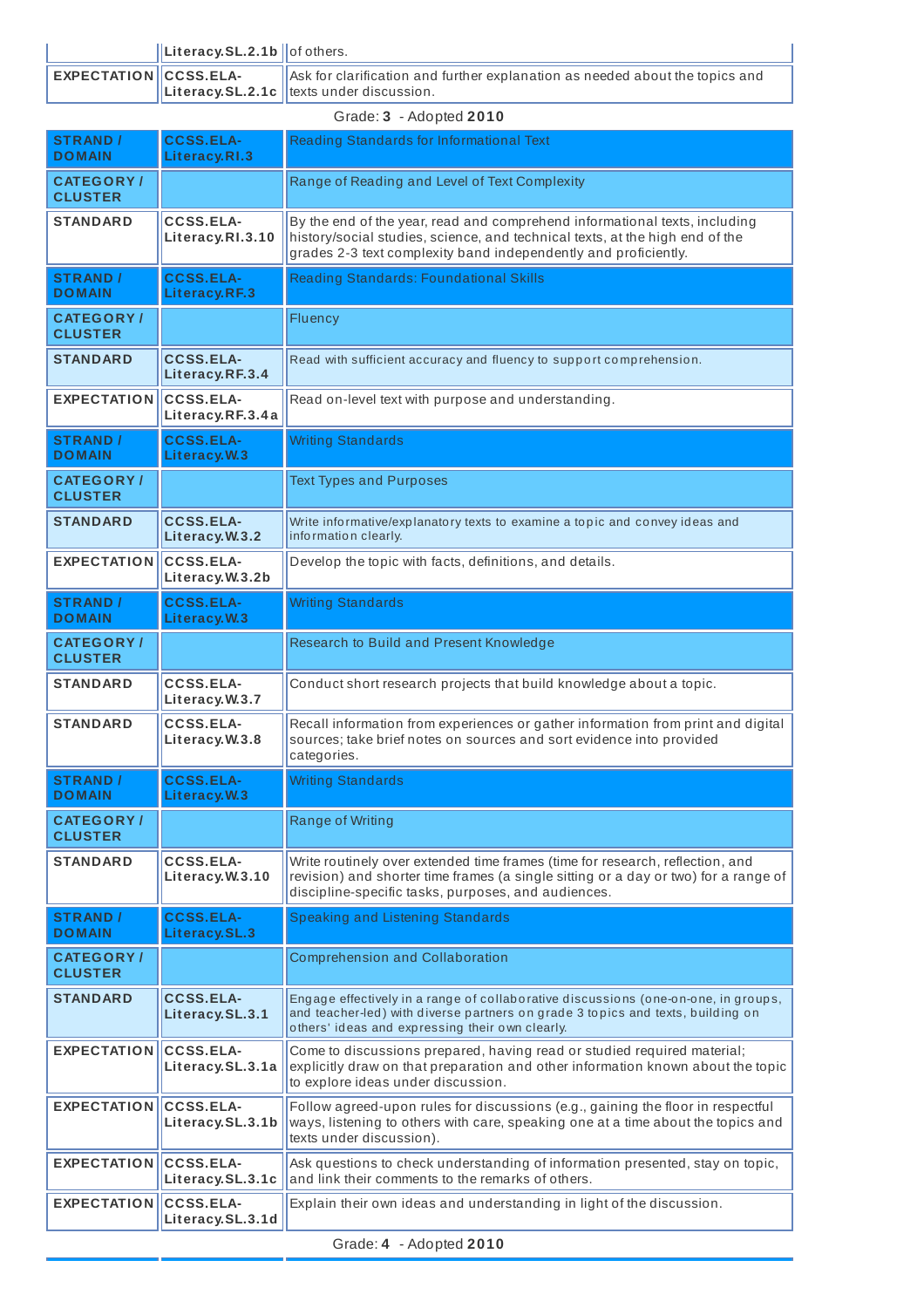| | | |
|---|---|---|
| | Literacy.SL.2.1b | of others. |
| EXPECTATION | CCSS.ELA-Literacy.SL.2.1c | Ask for clarification and further explanation as needed about the topics and texts under discussion. |

Grade: **3** - Adopted **2010**

| | | |
|---|---|---|
| STRAND / DOMAIN | CCSS.ELA-Literacy.RI.3 | Reading Standards for Informational Text |
| CATEGORY / CLUSTER | | Range of Reading and Level of Text Complexity |
| STANDARD | CCSS.ELA-Literacy.RI.3.10 | By the end of the year, read and comprehend informational texts, including history/social studies, science, and technical texts, at the high end of the grades 2-3 text complexity band independently and proficiently. |
| STRAND / DOMAIN | CCSS.ELA-Literacy.RF.3 | Reading Standards: Foundational Skills |
| CATEGORY / CLUSTER | | Fluency |
| STANDARD | CCSS.ELA-Literacy.RF.3.4 | Read with sufficient accuracy and fluency to support comprehension. |
| EXPECTATION | CCSS.ELA-Literacy.RF.3.4a | Read on-level text with purpose and understanding. |
| STRAND / DOMAIN | CCSS.ELA-Literacy.W.3 | Writing Standards |
| CATEGORY / CLUSTER | | Text Types and Purposes |
| STANDARD | CCSS.ELA-Literacy.W.3.2 | Write informative/explanatory texts to examine a topic and convey ideas and information clearly. |
| EXPECTATION | CCSS.ELA-Literacy.W.3.2b | Develop the topic with facts, definitions, and details. |
| STRAND / DOMAIN | CCSS.ELA-Literacy.W.3 | Writing Standards |
| CATEGORY / CLUSTER | | Research to Build and Present Knowledge |
| STANDARD | CCSS.ELA-Literacy.W.3.7 | Conduct short research projects that build knowledge about a topic. |
| STANDARD | CCSS.ELA-Literacy.W.3.8 | Recall information from experiences or gather information from print and digital sources; take brief notes on sources and sort evidence into provided categories. |
| STRAND / DOMAIN | CCSS.ELA-Literacy.W.3 | Writing Standards |
| CATEGORY / CLUSTER | | Range of Writing |
| STANDARD | CCSS.ELA-Literacy.W.3.10 | Write routinely over extended time frames (time for research, reflection, and revision) and shorter time frames (a single sitting or a day or two) for a range of discipline-specific tasks, purposes, and audiences. |
| STRAND / DOMAIN | CCSS.ELA-Literacy.SL.3 | Speaking and Listening Standards |
| CATEGORY / CLUSTER | | Comprehension and Collaboration |
| STANDARD | CCSS.ELA-Literacy.SL.3.1 | Engage effectively in a range of collaborative discussions (one-on-one, in groups, and teacher-led) with diverse partners on grade 3 topics and texts, building on others' ideas and expressing their own clearly. |
| EXPECTATION | CCSS.ELA-Literacy.SL.3.1a | Come to discussions prepared, having read or studied required material; explicitly draw on that preparation and other information known about the topic to explore ideas under discussion. |
| EXPECTATION | CCSS.ELA-Literacy.SL.3.1b | Follow agreed-upon rules for discussions (e.g., gaining the floor in respectful ways, listening to others with care, speaking one at a time about the topics and texts under discussion). |
| EXPECTATION | CCSS.ELA-Literacy.SL.3.1c | Ask questions to check understanding of information presented, stay on topic, and link their comments to the remarks of others. |
| EXPECTATION | CCSS.ELA-Literacy.SL.3.1d | Explain their own ideas and understanding in light of the discussion. |

Grade: **4** - Adopted **2010**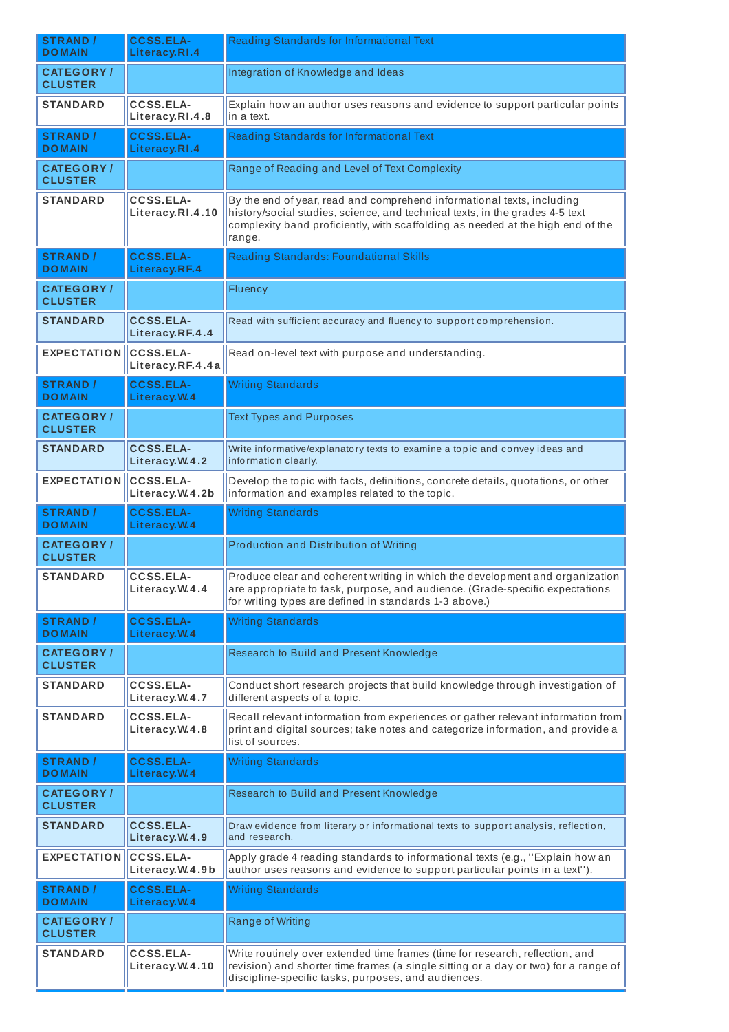| STRAND / DOMAIN | CCSS.ELA-Literacy.RI.4 | Reading Standards for Informational Text |
|---|---|---|
| CATEGORY / CLUSTER | | Integration of Knowledge and Ideas |
| STANDARD | CCSS.ELA-Literacy.RI.4.8 | Explain how an author uses reasons and evidence to support particular points in a text. |
| STRAND / DOMAIN | CCSS.ELA-Literacy.RI.4 | Reading Standards for Informational Text |
| CATEGORY / CLUSTER | | Range of Reading and Level of Text Complexity |
| STANDARD | CCSS.ELA-Literacy.RI.4.10 | By the end of year, read and comprehend informational texts, including history/social studies, science, and technical texts, in the grades 4-5 text complexity band proficiently, with scaffolding as needed at the high end of the range. |
| STRAND / DOMAIN | CCSS.ELA-Literacy.RF.4 | Reading Standards: Foundational Skills |
| CATEGORY / CLUSTER | | Fluency |
| STANDARD | CCSS.ELA-Literacy.RF.4.4 | Read with sufficient accuracy and fluency to support comprehension. |
| EXPECTATION | CCSS.ELA-Literacy.RF.4.4a | Read on-level text with purpose and understanding. |
| STRAND / DOMAIN | CCSS.ELA-Literacy.W.4 | Writing Standards |
| CATEGORY / CLUSTER | | Text Types and Purposes |
| STANDARD | CCSS.ELA-Literacy.W.4.2 | Write informative/explanatory texts to examine a topic and convey ideas and information clearly. |
| EXPECTATION | CCSS.ELA-Literacy.W.4.2b | Develop the topic with facts, definitions, concrete details, quotations, or other information and examples related to the topic. |
| STRAND / DOMAIN | CCSS.ELA-Literacy.W.4 | Writing Standards |
| CATEGORY / CLUSTER | | Production and Distribution of Writing |
| STANDARD | CCSS.ELA-Literacy.W.4.4 | Produce clear and coherent writing in which the development and organization are appropriate to task, purpose, and audience. (Grade-specific expectations for writing types are defined in standards 1-3 above.) |
| STRAND / DOMAIN | CCSS.ELA-Literacy.W.4 | Writing Standards |
| CATEGORY / CLUSTER | | Research to Build and Present Knowledge |
| STANDARD | CCSS.ELA-Literacy.W.4.7 | Conduct short research projects that build knowledge through investigation of different aspects of a topic. |
| STANDARD | CCSS.ELA-Literacy.W.4.8 | Recall relevant information from experiences or gather relevant information from print and digital sources; take notes and categorize information, and provide a list of sources. |
| STRAND / DOMAIN | CCSS.ELA-Literacy.W.4 | Writing Standards |
| CATEGORY / CLUSTER | | Research to Build and Present Knowledge |
| STANDARD | CCSS.ELA-Literacy.W.4.9 | Draw evidence from literary or informational texts to support analysis, reflection, and research. |
| EXPECTATION | CCSS.ELA-Literacy.W.4.9b | Apply grade 4 reading standards to informational texts (e.g., "Explain how an author uses reasons and evidence to support particular points in a text"). |
| STRAND / DOMAIN | CCSS.ELA-Literacy.W.4 | Writing Standards |
| CATEGORY / CLUSTER | | Range of Writing |
| STANDARD | CCSS.ELA-Literacy.W.4.10 | Write routinely over extended time frames (time for research, reflection, and revision) and shorter time frames (a single sitting or a day or two) for a range of discipline-specific tasks, purposes, and audiences. |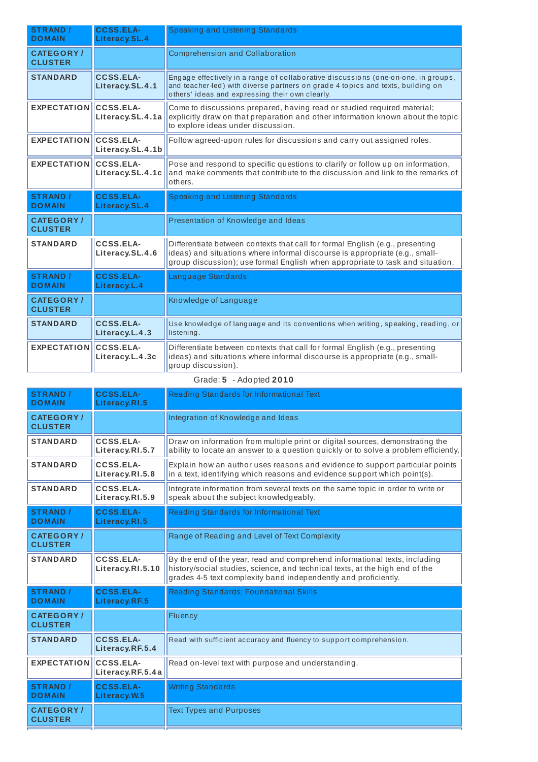| STRAND / DOMAIN | CCSS.ELA-Literacy.SL.4 | Speaking and Listening Standards |
|---|---|---|
| CATEGORY / CLUSTER | | Comprehension and Collaboration |
| STANDARD | CCSS.ELA-Literacy.SL.4.1 | Engage effectively in a range of collaborative discussions (one-on-one, in groups, and teacher-led) with diverse partners on grade 4 topics and texts, building on others' ideas and expressing their own clearly. |
| EXPECTATION | CCSS.ELA-Literacy.SL.4.1a | Come to discussions prepared, having read or studied required material; explicitly draw on that preparation and other information known about the topic to explore ideas under discussion. |
| EXPECTATION | CCSS.ELA-Literacy.SL.4.1b | Follow agreed-upon rules for discussions and carry out assigned roles. |
| EXPECTATION | CCSS.ELA-Literacy.SL.4.1c | Pose and respond to specific questions to clarify or follow up on information, and make comments that contribute to the discussion and link to the remarks of others. |
| STRAND / DOMAIN | CCSS.ELA-Literacy.SL.4 | Speaking and Listening Standards |
| CATEGORY / CLUSTER | | Presentation of Knowledge and Ideas |
| STANDARD | CCSS.ELA-Literacy.SL.4.6 | Differentiate between contexts that call for formal English (e.g., presenting ideas) and situations where informal discourse is appropriate (e.g., small-group discussion); use formal English when appropriate to task and situation. |
| STRAND / DOMAIN | CCSS.ELA-Literacy.L.4 | Language Standards |
| CATEGORY / CLUSTER | | Knowledge of Language |
| STANDARD | CCSS.ELA-Literacy.L.4.3 | Use knowledge of language and its conventions when writing, speaking, reading, or listening. |
| EXPECTATION | CCSS.ELA-Literacy.L.4.3c | Differentiate between contexts that call for formal English (e.g., presenting ideas) and situations where informal discourse is appropriate (e.g., small-group discussion). |

Grade: **5** - Adopted **2010**

| STRAND / DOMAIN | CCSS.ELA-Literacy.RI.5 | Reading Standards for Informational Text |
|---|---|---|
| CATEGORY / CLUSTER | | Integration of Knowledge and Ideas |
| STANDARD | CCSS.ELA-Literacy.RI.5.7 | Draw on information from multiple print or digital sources, demonstrating the ability to locate an answer to a question quickly or to solve a problem efficiently. |
| STANDARD | CCSS.ELA-Literacy.RI.5.8 | Explain how an author uses reasons and evidence to support particular points in a text, identifying which reasons and evidence support which point(s). |
| STANDARD | CCSS.ELA-Literacy.RI.5.9 | Integrate information from several texts on the same topic in order to write or speak about the subject knowledgeably. |
| STRAND / DOMAIN | CCSS.ELA-Literacy.RI.5 | Reading Standards for Informational Text |
| CATEGORY / CLUSTER | | Range of Reading and Level of Text Complexity |
| STANDARD | CCSS.ELA-Literacy.RI.5.10 | By the end of the year, read and comprehend informational texts, including history/social studies, science, and technical texts, at the high end of the grades 4-5 text complexity band independently and proficiently. |
| STRAND / DOMAIN | CCSS.ELA-Literacy.RF.5 | Reading Standards: Foundational Skills |
| CATEGORY / CLUSTER | | Fluency |
| STANDARD | CCSS.ELA-Literacy.RF.5.4 | Read with sufficient accuracy and fluency to support comprehension. |
| EXPECTATION | CCSS.ELA-Literacy.RF.5.4a | Read on-level text with purpose and understanding. |
| STRAND / DOMAIN | CCSS.ELA-Literacy.W.5 | Writing Standards |
| CATEGORY / CLUSTER | | Text Types and Purposes |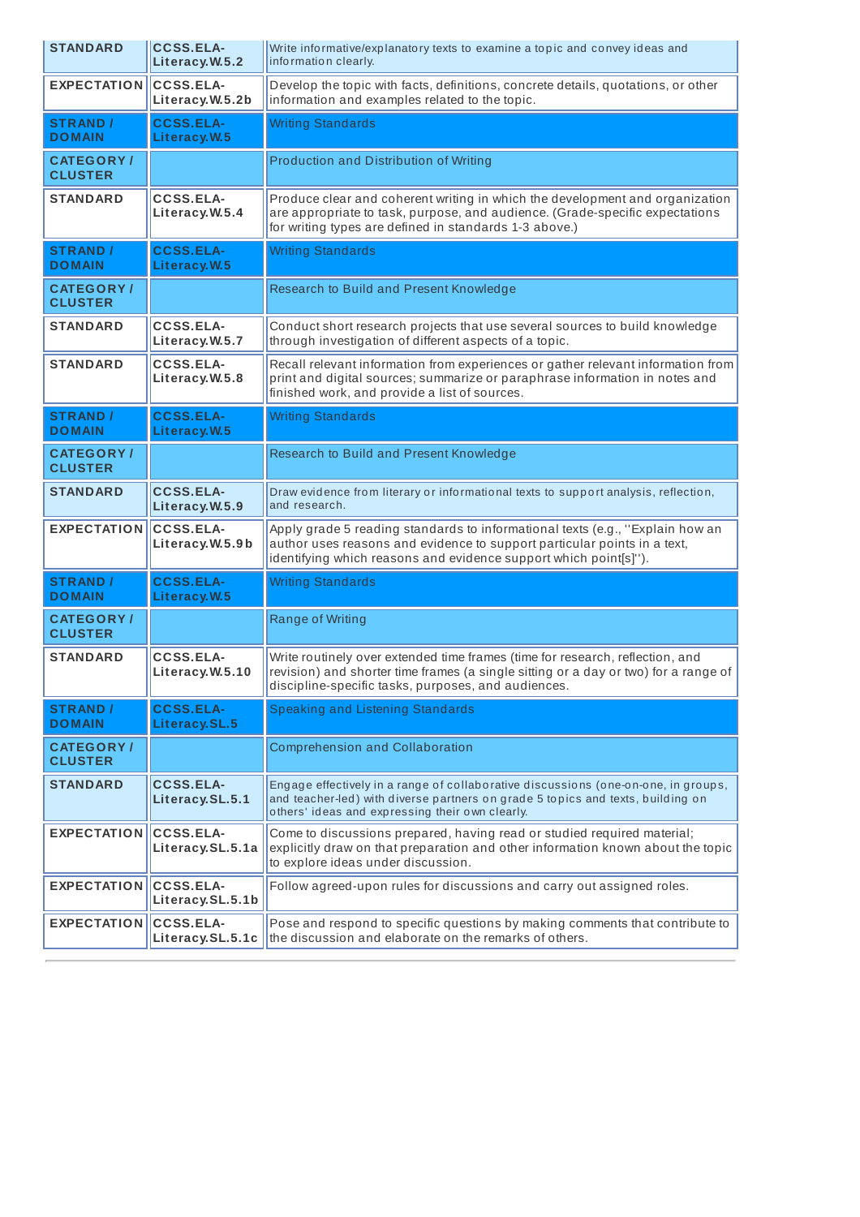| | | |
|---|---|---|
| STANDARD | CCSS.ELA-Literacy.W.5.2 | Write informative/explanatory texts to examine a topic and convey ideas and information clearly. |
| EXPECTATION | CCSS.ELA-Literacy.W.5.2b | Develop the topic with facts, definitions, concrete details, quotations, or other information and examples related to the topic. |
| STRAND / DOMAIN | CCSS.ELA-Literacy.W.5 | Writing Standards |
| CATEGORY / CLUSTER | | Production and Distribution of Writing |
| STANDARD | CCSS.ELA-Literacy.W.5.4 | Produce clear and coherent writing in which the development and organization are appropriate to task, purpose, and audience. (Grade-specific expectations for writing types are defined in standards 1-3 above.) |
| STRAND / DOMAIN | CCSS.ELA-Literacy.W.5 | Writing Standards |
| CATEGORY / CLUSTER | | Research to Build and Present Knowledge |
| STANDARD | CCSS.ELA-Literacy.W.5.7 | Conduct short research projects that use several sources to build knowledge through investigation of different aspects of a topic. |
| STANDARD | CCSS.ELA-Literacy.W.5.8 | Recall relevant information from experiences or gather relevant information from print and digital sources; summarize or paraphrase information in notes and finished work, and provide a list of sources. |
| STRAND / DOMAIN | CCSS.ELA-Literacy.W.5 | Writing Standards |
| CATEGORY / CLUSTER | | Research to Build and Present Knowledge |
| STANDARD | CCSS.ELA-Literacy.W.5.9 | Draw evidence from literary or informational texts to support analysis, reflection, and research. |
| EXPECTATION | CCSS.ELA-Literacy.W.5.9b | Apply grade 5 reading standards to informational texts (e.g., ''Explain how an author uses reasons and evidence to support particular points in a text, identifying which reasons and evidence support which point[s]''). |
| STRAND / DOMAIN | CCSS.ELA-Literacy.W.5 | Writing Standards |
| CATEGORY / CLUSTER | | Range of Writing |
| STANDARD | CCSS.ELA-Literacy.W.5.10 | Write routinely over extended time frames (time for research, reflection, and revision) and shorter time frames (a single sitting or a day or two) for a range of discipline-specific tasks, purposes, and audiences. |
| STRAND / DOMAIN | CCSS.ELA-Literacy.SL.5 | Speaking and Listening Standards |
| CATEGORY / CLUSTER | | Comprehension and Collaboration |
| STANDARD | CCSS.ELA-Literacy.SL.5.1 | Engage effectively in a range of collaborative discussions (one-on-one, in groups, and teacher-led) with diverse partners on grade 5 topics and texts, building on others' ideas and expressing their own clearly. |
| EXPECTATION | CCSS.ELA-Literacy.SL.5.1a | Come to discussions prepared, having read or studied required material; explicitly draw on that preparation and other information known about the topic to explore ideas under discussion. |
| EXPECTATION | CCSS.ELA-Literacy.SL.5.1b | Follow agreed-upon rules for discussions and carry out assigned roles. |
| EXPECTATION | CCSS.ELA-Literacy.SL.5.1c | Pose and respond to specific questions by making comments that contribute to the discussion and elaborate on the remarks of others. |